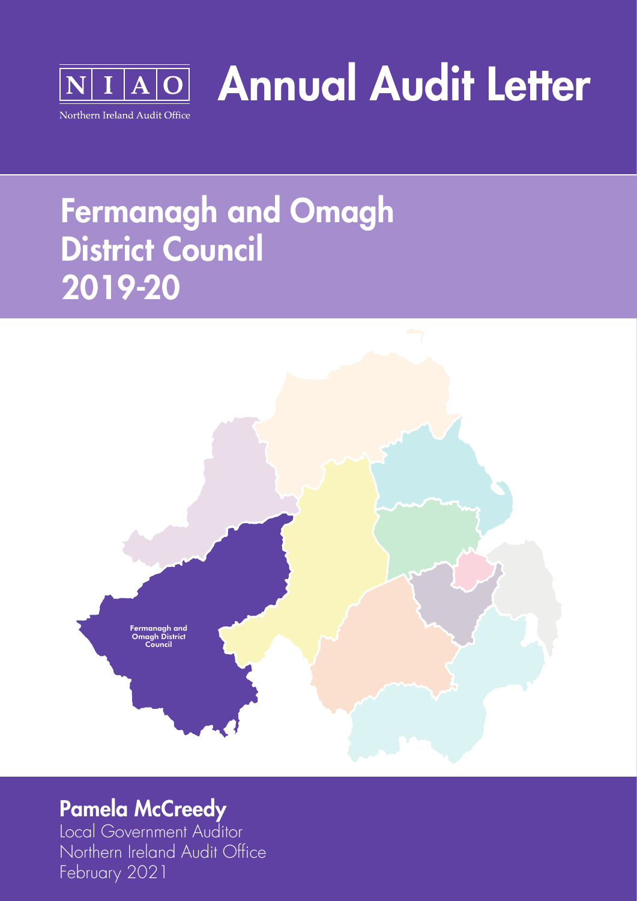NIAO

Northern Ireland Audit Office

# Annual Audit Letter

## Fermanagh and Omagh District Council 2019-20

Fermanagh and Omagh District Council

**Pamela McCreedy**

Local Government Auditor

Northern Ireland Audit Office

February 2021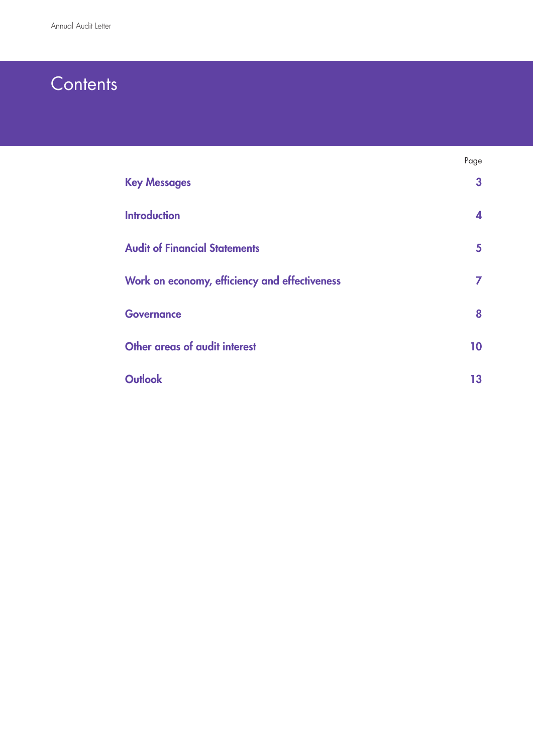# Contents

| | Page |
|---|---|
| **Key Messages** | **3** |
| **Introduction** | **4** |
| **Audit of Financial Statements** | **5** |
| **Work on economy, efficiency and effectiveness** | **7** |
| **Governance** | **8** |
| **Other areas of audit interest** | **10** |
| **Outlook** | **13** |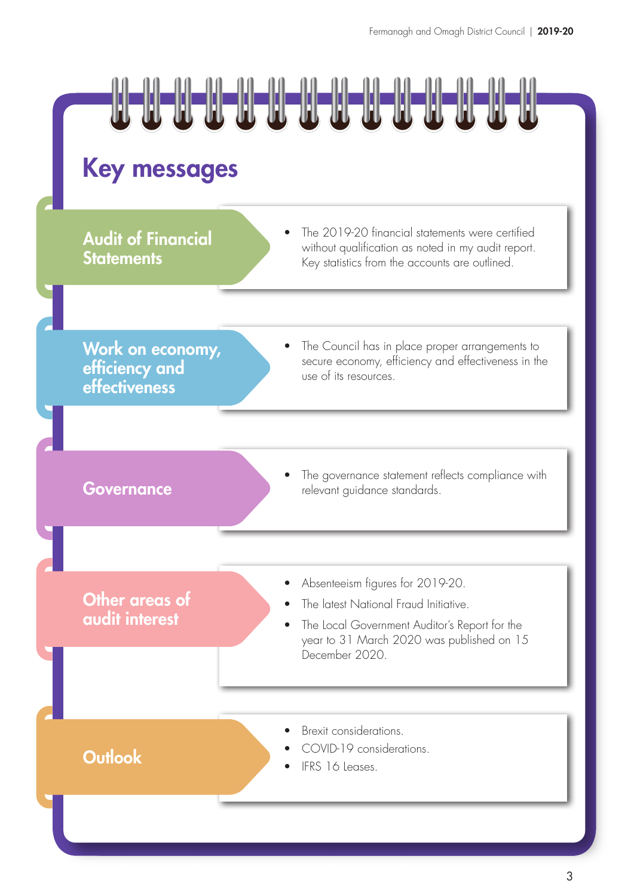# Key messages

## Audit of Financial Statements

- The 2019-20 financial statements were certified without qualification as noted in my audit report. Key statistics from the accounts are outlined.

## Work on economy, efficiency and effectiveness

- The Council has in place proper arrangements to secure economy, efficiency and effectiveness in the use of its resources.

## Governance

- The governance statement reflects compliance with relevant guidance standards.

## Other areas of audit interest

- Absenteeism figures for 2019-20.
- The latest National Fraud Initiative.
- The Local Government Auditor's Report for the year to 31 March 2020 was published on 15 December 2020.

## Outlook

- Brexit considerations.
- COVID-19 considerations.
- IFRS 16 Leases.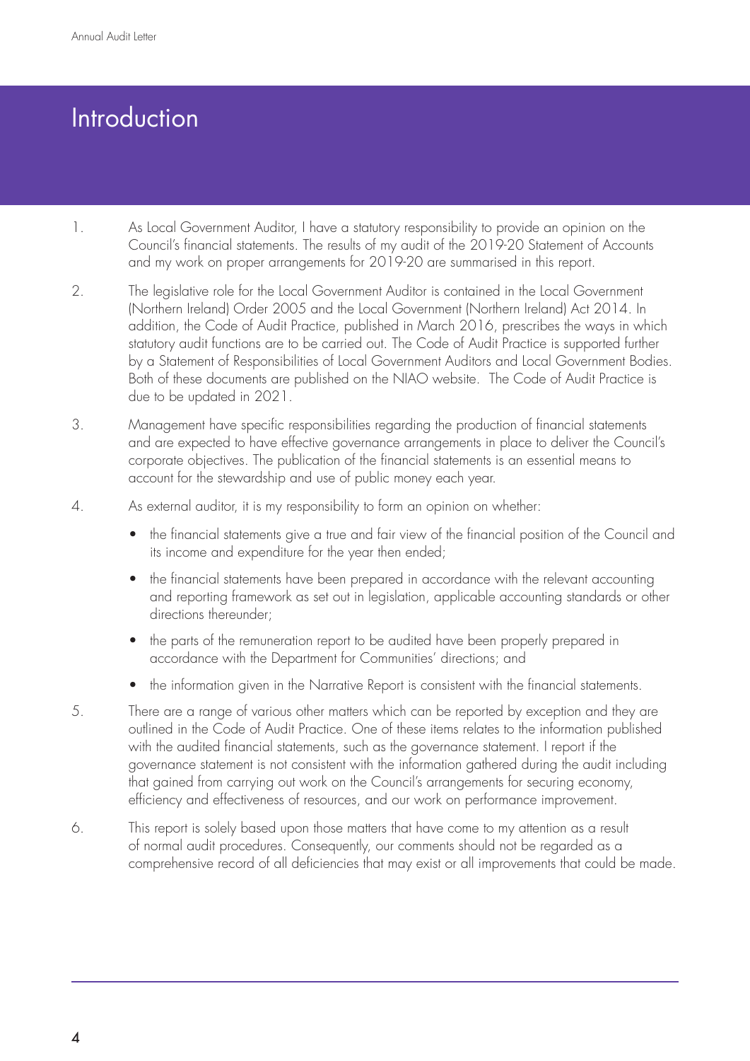# Introduction

1. As Local Government Auditor, I have a statutory responsibility to provide an opinion on the Council's financial statements. The results of my audit of the 2019-20 Statement of Accounts and my work on proper arrangements for 2019-20 are summarised in this report.

2. The legislative role for the Local Government Auditor is contained in the Local Government (Northern Ireland) Order 2005 and the Local Government (Northern Ireland) Act 2014. In addition, the Code of Audit Practice, published in March 2016, prescribes the ways in which statutory audit functions are to be carried out. The Code of Audit Practice is supported further by a Statement of Responsibilities of Local Government Auditors and Local Government Bodies. Both of these documents are published on the NIAO website. The Code of Audit Practice is due to be updated in 2021.

3. Management have specific responsibilities regarding the production of financial statements and are expected to have effective governance arrangements in place to deliver the Council's corporate objectives. The publication of the financial statements is an essential means to account for the stewardship and use of public money each year.

4. As external auditor, it is my responsibility to form an opinion on whether:

   - the financial statements give a true and fair view of the financial position of the Council and its income and expenditure for the year then ended;
   - the financial statements have been prepared in accordance with the relevant accounting and reporting framework as set out in legislation, applicable accounting standards or other directions thereunder;
   - the parts of the remuneration report to be audited have been properly prepared in accordance with the Department for Communities' directions; and
   - the information given in the Narrative Report is consistent with the financial statements.

5. There are a range of various other matters which can be reported by exception and they are outlined in the Code of Audit Practice. One of these items relates to the information published with the audited financial statements, such as the governance statement. I report if the governance statement is not consistent with the information gathered during the audit including that gained from carrying out work on the Council's arrangements for securing economy, efficiency and effectiveness of resources, and our work on performance improvement.

6. This report is solely based upon those matters that have come to my attention as a result of normal audit procedures. Consequently, our comments should not be regarded as a comprehensive record of all deficiencies that may exist or all improvements that could be made.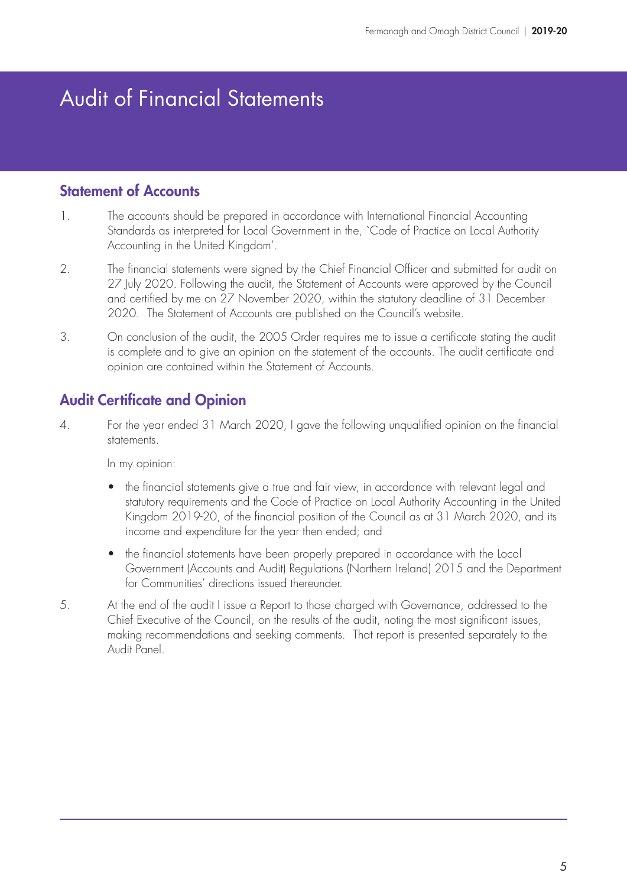# Audit of Financial Statements

## Statement of Accounts

1. The accounts should be prepared in accordance with International Financial Accounting Standards as interpreted for Local Government in the, `Code of Practice on Local Authority Accounting in the United Kingdom'.

2. The financial statements were signed by the Chief Financial Officer and submitted for audit on 27 July 2020. Following the audit, the Statement of Accounts were approved by the Council and certified by me on 27 November 2020, within the statutory deadline of 31 December 2020. The Statement of Accounts are published on the Council's website.

3. On conclusion of the audit, the 2005 Order requires me to issue a certificate stating the audit is complete and to give an opinion on the statement of the accounts. The audit certificate and opinion are contained within the Statement of Accounts.

## Audit Certificate and Opinion

4. For the year ended 31 March 2020, I gave the following unqualified opinion on the financial statements.

   In my opinion:

   - the financial statements give a true and fair view, in accordance with relevant legal and statutory requirements and the Code of Practice on Local Authority Accounting in the United Kingdom 2019-20, of the financial position of the Council as at 31 March 2020, and its income and expenditure for the year then ended; and
   - the financial statements have been properly prepared in accordance with the Local Government (Accounts and Audit) Regulations (Northern Ireland) 2015 and the Department for Communities' directions issued thereunder.

5. At the end of the audit I issue a Report to those charged with Governance, addressed to the Chief Executive of the Council, on the results of the audit, noting the most significant issues, making recommendations and seeking comments. That report is presented separately to the Audit Panel.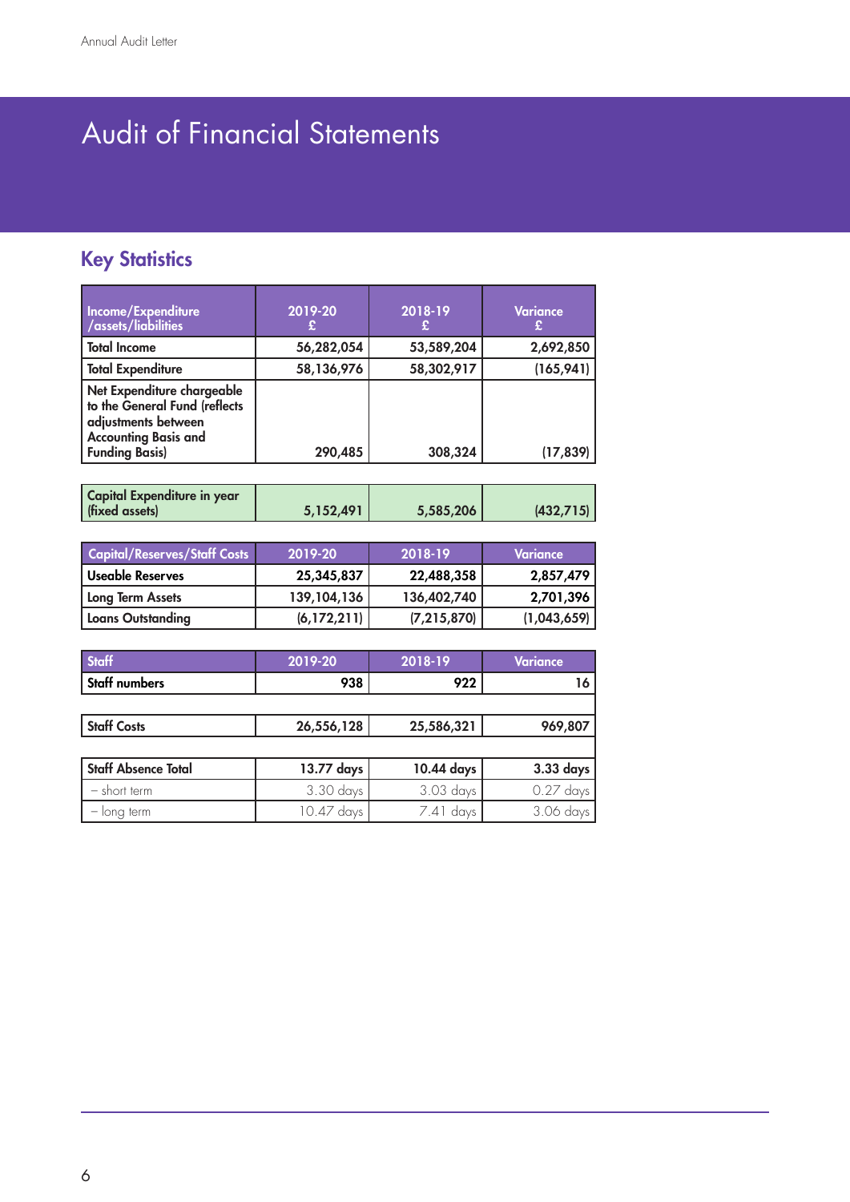# Audit of Financial Statements

## Key Statistics

| Income/Expenditure /assets/liabilities | 2019-20 £ | 2018-19 £ | Variance £ |
|---|---|---|---|
| Total Income | 56,282,054 | 53,589,204 | 2,692,850 |
| Total Expenditure | 58,136,976 | 58,302,917 | (165,941) |
| Net Expenditure chargeable to the General Fund (reflects adjustments between Accounting Basis and Funding Basis) | 290,485 | 308,324 | (17,839) |

| | | | |
|---|---|---|---|
| Capital Expenditure in year (fixed assets) | 5,152,491 | 5,585,206 | (432,715) |

| Capital/Reserves/Staff Costs | 2019-20 | 2018-19 | Variance |
|---|---|---|---|
| Useable Reserves | 25,345,837 | 22,488,358 | 2,857,479 |
| Long Term Assets | 139,104,136 | 136,402,740 | 2,701,396 |
| Loans Outstanding | (6,172,211) | (7,215,870) | (1,043,659) |

| Staff | 2019-20 | 2018-19 | Variance |
|---|---|---|---|
| Staff numbers | 938 | 922 | 16 |
| | | | |
| Staff Costs | 26,556,128 | 25,586,321 | 969,807 |
| | | | |
| Staff Absence Total | 13.77 days | 10.44 days | 3.33 days |
| – short term | 3.30 days | 3.03 days | 0.27 days |
| – long term | 10.47 days | 7.41 days | 3.06 days |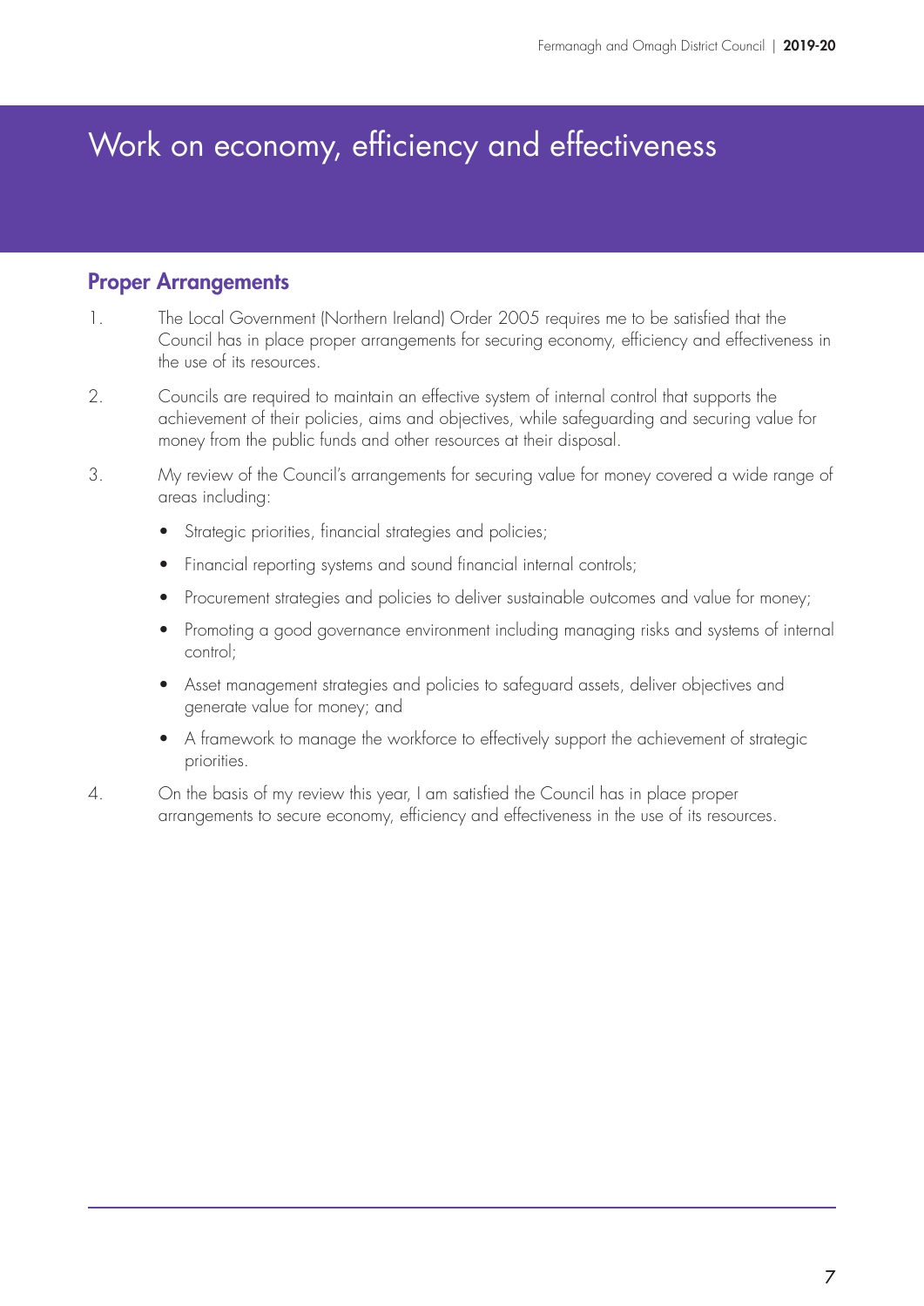# Work on economy, efficiency and effectiveness

## Proper Arrangements

1. The Local Government (Northern Ireland) Order 2005 requires me to be satisfied that the Council has in place proper arrangements for securing economy, efficiency and effectiveness in the use of its resources.

2. Councils are required to maintain an effective system of internal control that supports the achievement of their policies, aims and objectives, while safeguarding and securing value for money from the public funds and other resources at their disposal.

3. My review of the Council's arrangements for securing value for money covered a wide range of areas including:

   - Strategic priorities, financial strategies and policies;
   - Financial reporting systems and sound financial internal controls;
   - Procurement strategies and policies to deliver sustainable outcomes and value for money;
   - Promoting a good governance environment including managing risks and systems of internal control;
   - Asset management strategies and policies to safeguard assets, deliver objectives and generate value for money; and
   - A framework to manage the workforce to effectively support the achievement of strategic priorities.

4. On the basis of my review this year, I am satisfied the Council has in place proper arrangements to secure economy, efficiency and effectiveness in the use of its resources.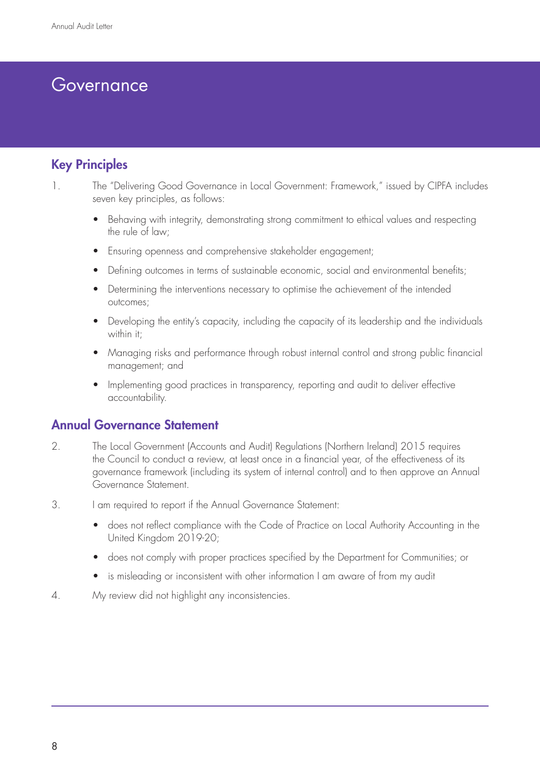# Governance

## Key Principles

1. The "Delivering Good Governance in Local Government: Framework," issued by CIPFA includes seven key principles, as follows:

    - Behaving with integrity, demonstrating strong commitment to ethical values and respecting the rule of law;
    - Ensuring openness and comprehensive stakeholder engagement;
    - Defining outcomes in terms of sustainable economic, social and environmental benefits;
    - Determining the interventions necessary to optimise the achievement of the intended outcomes;
    - Developing the entity's capacity, including the capacity of its leadership and the individuals within it;
    - Managing risks and performance through robust internal control and strong public financial management; and
    - Implementing good practices in transparency, reporting and audit to deliver effective accountability.

## Annual Governance Statement

2. The Local Government (Accounts and Audit) Regulations (Northern Ireland) 2015 requires the Council to conduct a review, at least once in a financial year, of the effectiveness of its governance framework (including its system of internal control) and to then approve an Annual Governance Statement.

3. I am required to report if the Annual Governance Statement:

    - does not reflect compliance with the Code of Practice on Local Authority Accounting in the United Kingdom 2019-20;
    - does not comply with proper practices specified by the Department for Communities; or
    - is misleading or inconsistent with other information I am aware of from my audit

4. My review did not highlight any inconsistencies.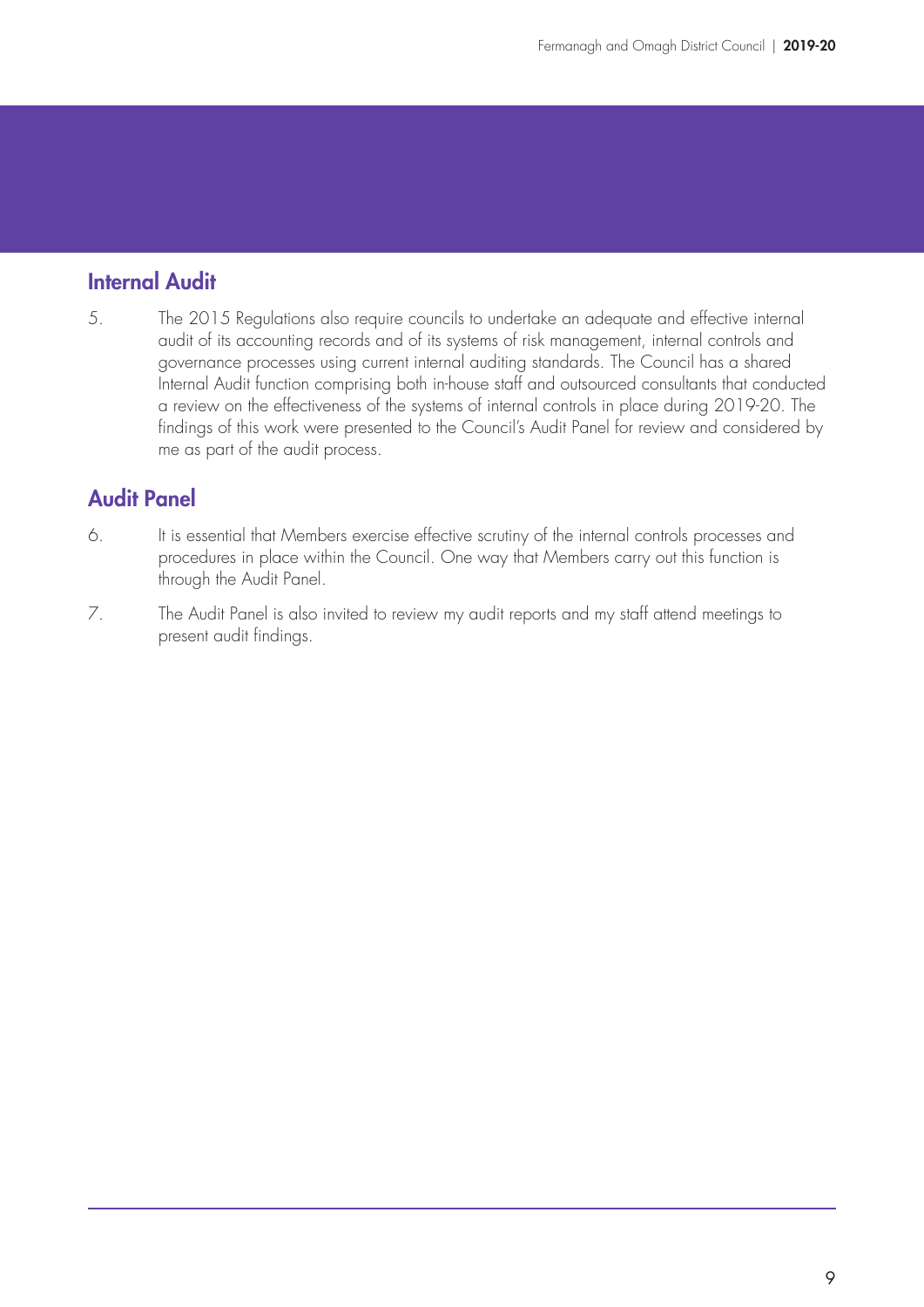## Internal Audit

5. The 2015 Regulations also require councils to undertake an adequate and effective internal audit of its accounting records and of its systems of risk management, internal controls and governance processes using current internal auditing standards. The Council has a shared Internal Audit function comprising both in-house staff and outsourced consultants that conducted a review on the effectiveness of the systems of internal controls in place during 2019-20. The findings of this work were presented to the Council's Audit Panel for review and considered by me as part of the audit process.

## Audit Panel

6. It is essential that Members exercise effective scrutiny of the internal controls processes and procedures in place within the Council. One way that Members carry out this function is through the Audit Panel.

7. The Audit Panel is also invited to review my audit reports and my staff attend meetings to present audit findings.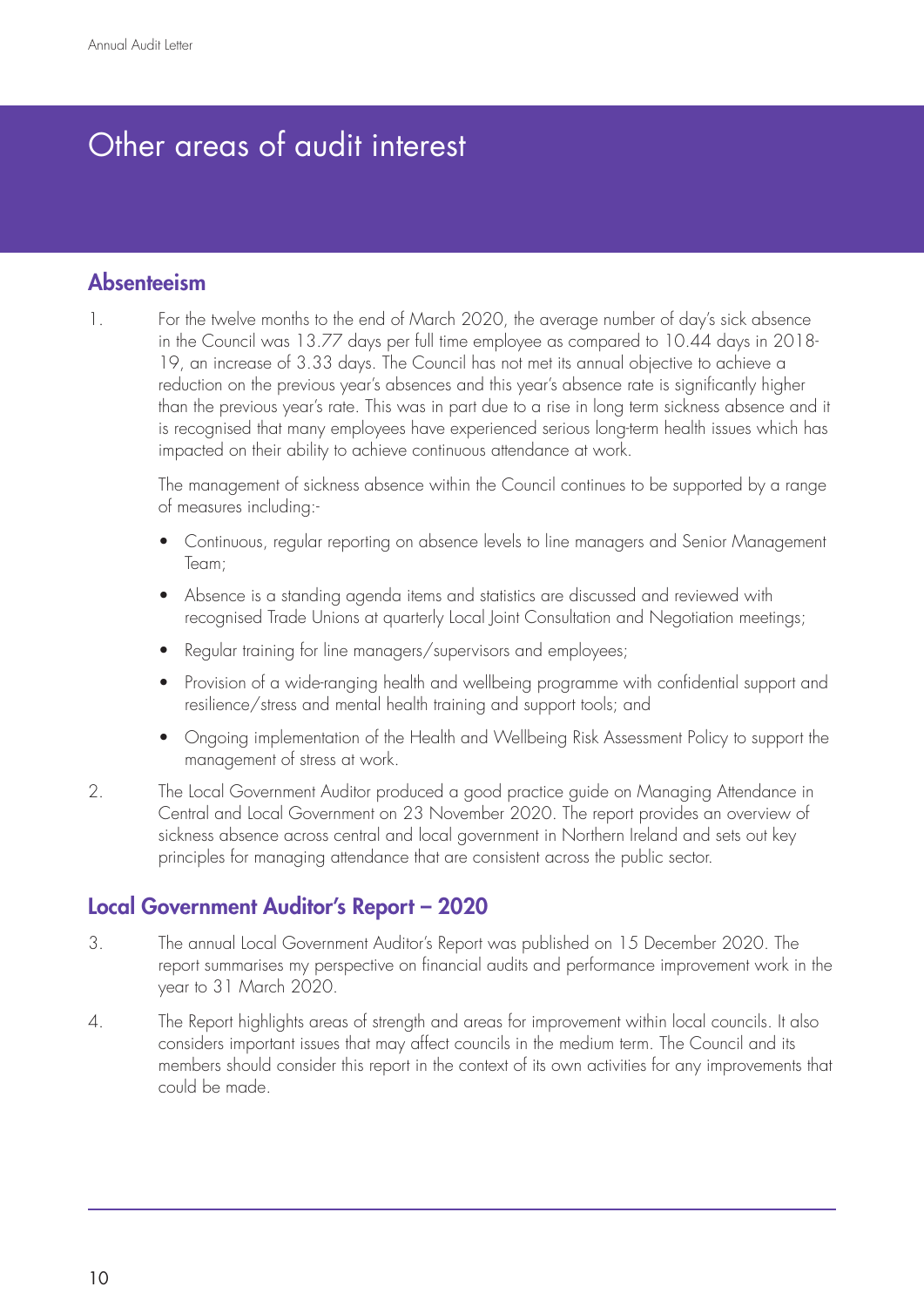# Other areas of audit interest

## Absenteeism

1. For the twelve months to the end of March 2020, the average number of day's sick absence in the Council was 13.77 days per full time employee as compared to 10.44 days in 2018-19, an increase of 3.33 days. The Council has not met its annual objective to achieve a reduction on the previous year's absences and this year's absence rate is significantly higher than the previous year's rate. This was in part due to a rise in long term sickness absence and it is recognised that many employees have experienced serious long-term health issues which has impacted on their ability to achieve continuous attendance at work.

   The management of sickness absence within the Council continues to be supported by a range of measures including:-

   - Continuous, regular reporting on absence levels to line managers and Senior Management Team;
   - Absence is a standing agenda items and statistics are discussed and reviewed with recognised Trade Unions at quarterly Local Joint Consultation and Negotiation meetings;
   - Regular training for line managers/supervisors and employees;
   - Provision of a wide-ranging health and wellbeing programme with confidential support and resilience/stress and mental health training and support tools; and
   - Ongoing implementation of the Health and Wellbeing Risk Assessment Policy to support the management of stress at work.

2. The Local Government Auditor produced a good practice guide on Managing Attendance in Central and Local Government on 23 November 2020. The report provides an overview of sickness absence across central and local government in Northern Ireland and sets out key principles for managing attendance that are consistent across the public sector.

## Local Government Auditor's Report – 2020

3. The annual Local Government Auditor's Report was published on 15 December 2020. The report summarises my perspective on financial audits and performance improvement work in the year to 31 March 2020.

4. The Report highlights areas of strength and areas for improvement within local councils. It also considers important issues that may affect councils in the medium term. The Council and its members should consider this report in the context of its own activities for any improvements that could be made.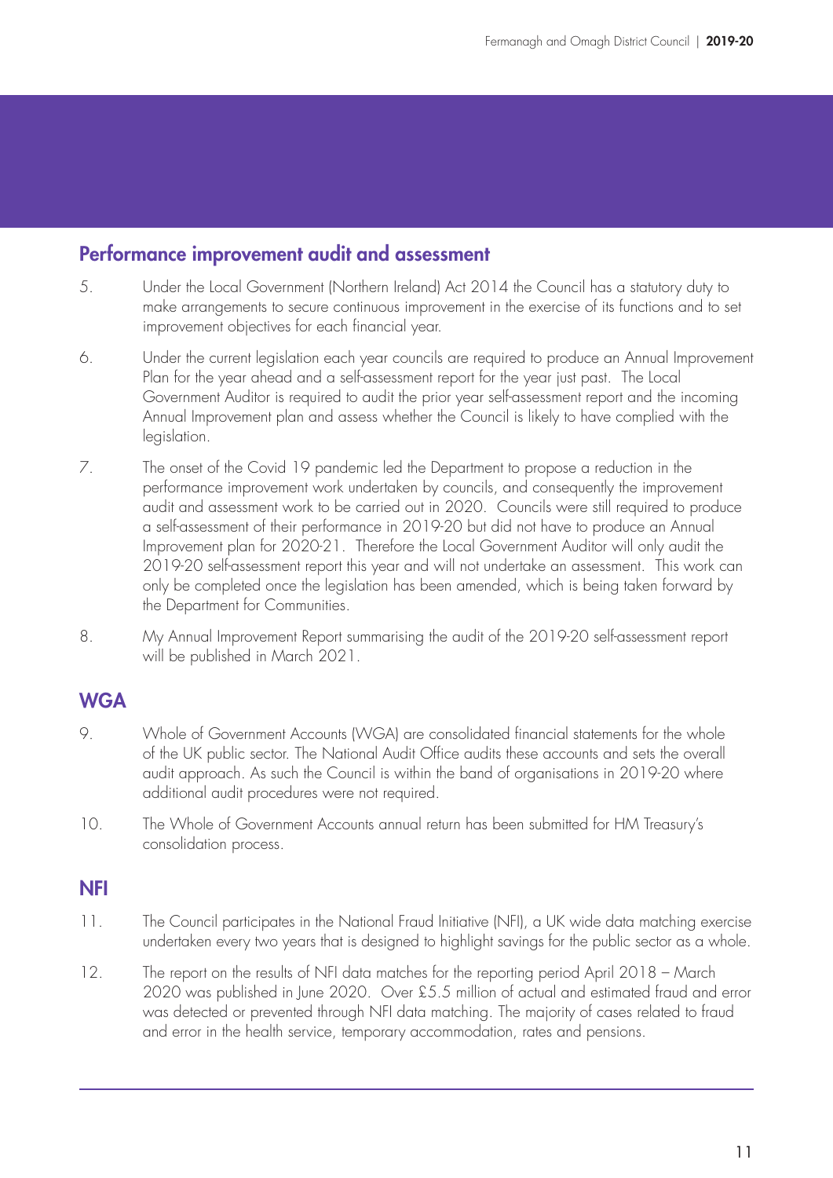## Performance improvement audit and assessment

5. Under the Local Government (Northern Ireland) Act 2014 the Council has a statutory duty to make arrangements to secure continuous improvement in the exercise of its functions and to set improvement objectives for each financial year.

6. Under the current legislation each year councils are required to produce an Annual Improvement Plan for the year ahead and a self-assessment report for the year just past. The Local Government Auditor is required to audit the prior year self-assessment report and the incoming Annual Improvement plan and assess whether the Council is likely to have complied with the legislation.

7. The onset of the Covid 19 pandemic led the Department to propose a reduction in the performance improvement work undertaken by councils, and consequently the improvement audit and assessment work to be carried out in 2020. Councils were still required to produce a self-assessment of their performance in 2019-20 but did not have to produce an Annual Improvement plan for 2020-21. Therefore the Local Government Auditor will only audit the 2019-20 self-assessment report this year and will not undertake an assessment. This work can only be completed once the legislation has been amended, which is being taken forward by the Department for Communities.

8. My Annual Improvement Report summarising the audit of the 2019-20 self-assessment report will be published in March 2021.

## WGA

9. Whole of Government Accounts (WGA) are consolidated financial statements for the whole of the UK public sector. The National Audit Office audits these accounts and sets the overall audit approach. As such the Council is within the band of organisations in 2019-20 where additional audit procedures were not required.

10. The Whole of Government Accounts annual return has been submitted for HM Treasury's consolidation process.

## NFI

11. The Council participates in the National Fraud Initiative (NFI), a UK wide data matching exercise undertaken every two years that is designed to highlight savings for the public sector as a whole.

12. The report on the results of NFI data matches for the reporting period April 2018 – March 2020 was published in June 2020. Over £5.5 million of actual and estimated fraud and error was detected or prevented through NFI data matching. The majority of cases related to fraud and error in the health service, temporary accommodation, rates and pensions.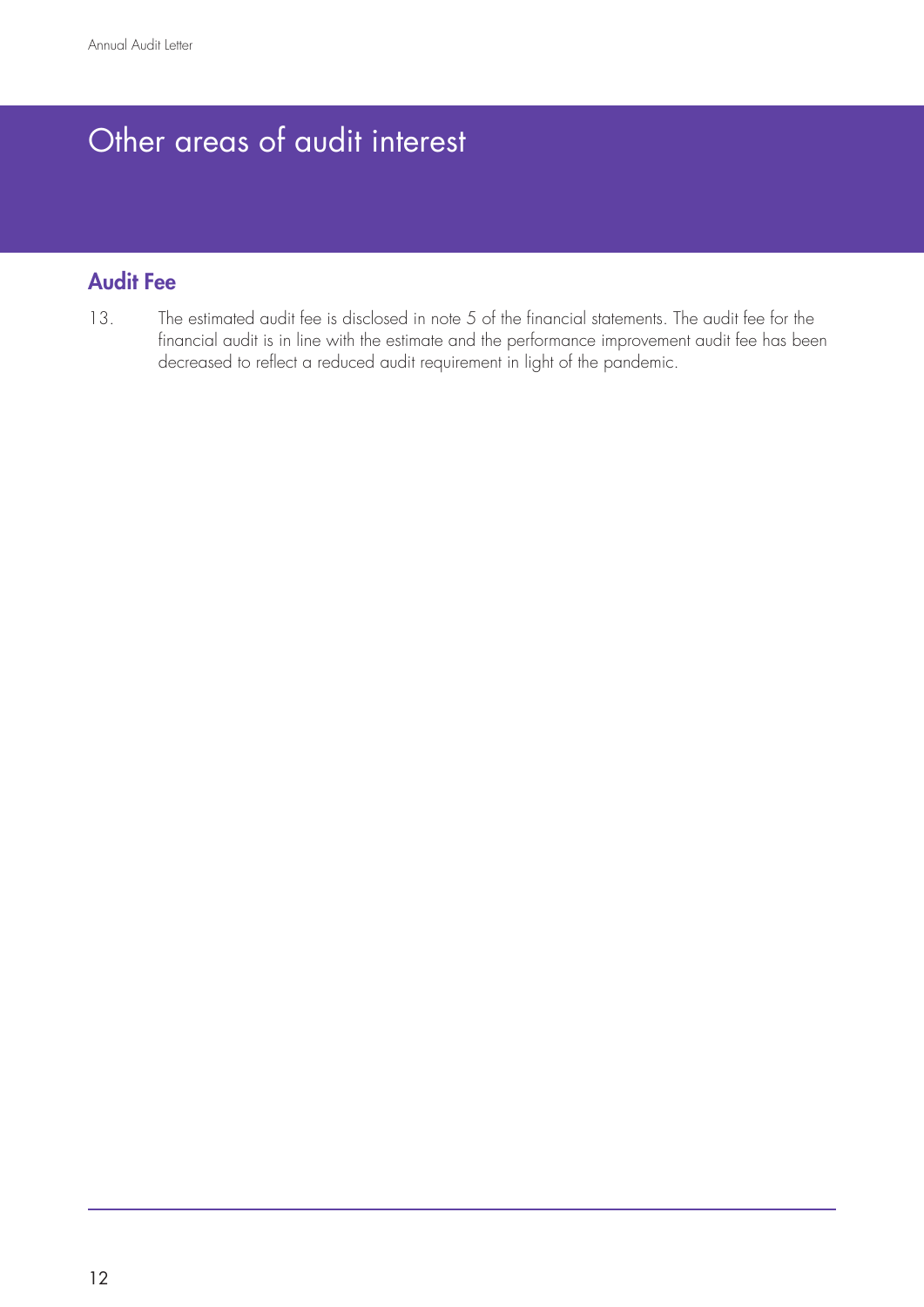# Other areas of audit interest

## Audit Fee

13. The estimated audit fee is disclosed in note 5 of the financial statements. The audit fee for the financial audit is in line with the estimate and the performance improvement audit fee has been decreased to reflect a reduced audit requirement in light of the pandemic.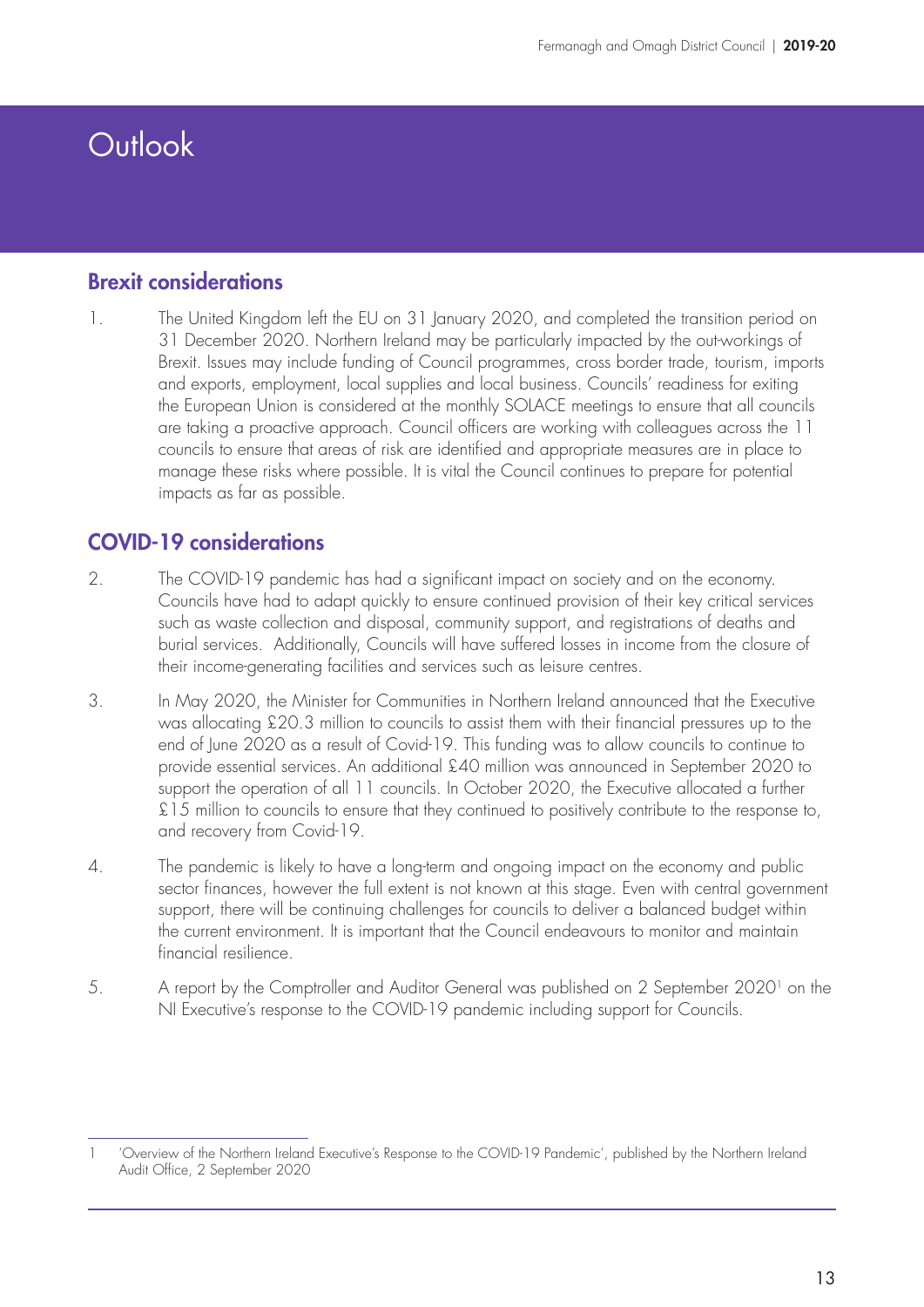# Outlook

## Brexit considerations

1. The United Kingdom left the EU on 31 January 2020, and completed the transition period on 31 December 2020. Northern Ireland may be particularly impacted by the out-workings of Brexit. Issues may include funding of Council programmes, cross border trade, tourism, imports and exports, employment, local supplies and local business. Councils' readiness for exiting the European Union is considered at the monthly SOLACE meetings to ensure that all councils are taking a proactive approach. Council officers are working with colleagues across the 11 councils to ensure that areas of risk are identified and appropriate measures are in place to manage these risks where possible. It is vital the Council continues to prepare for potential impacts as far as possible.

## COVID-19 considerations

2. The COVID-19 pandemic has had a significant impact on society and on the economy. Councils have had to adapt quickly to ensure continued provision of their key critical services such as waste collection and disposal, community support, and registrations of deaths and burial services. Additionally, Councils will have suffered losses in income from the closure of their income-generating facilities and services such as leisure centres.

3. In May 2020, the Minister for Communities in Northern Ireland announced that the Executive was allocating £20.3 million to councils to assist them with their financial pressures up to the end of June 2020 as a result of Covid-19. This funding was to allow councils to continue to provide essential services. An additional £40 million was announced in September 2020 to support the operation of all 11 councils. In October 2020, the Executive allocated a further £15 million to councils to ensure that they continued to positively contribute to the response to, and recovery from Covid-19.

4. The pandemic is likely to have a long-term and ongoing impact on the economy and public sector finances, however the full extent is not known at this stage. Even with central government support, there will be continuing challenges for councils to deliver a balanced budget within the current environment. It is important that the Council endeavours to monitor and maintain financial resilience.

5. A report by the Comptroller and Auditor General was published on 2 September 2020[1] on the NI Executive's response to the COVID-19 pandemic including support for Councils.

---

1 'Overview of the Northern Ireland Executive's Response to the COVID-19 Pandemic', published by the Northern Ireland Audit Office, 2 September 2020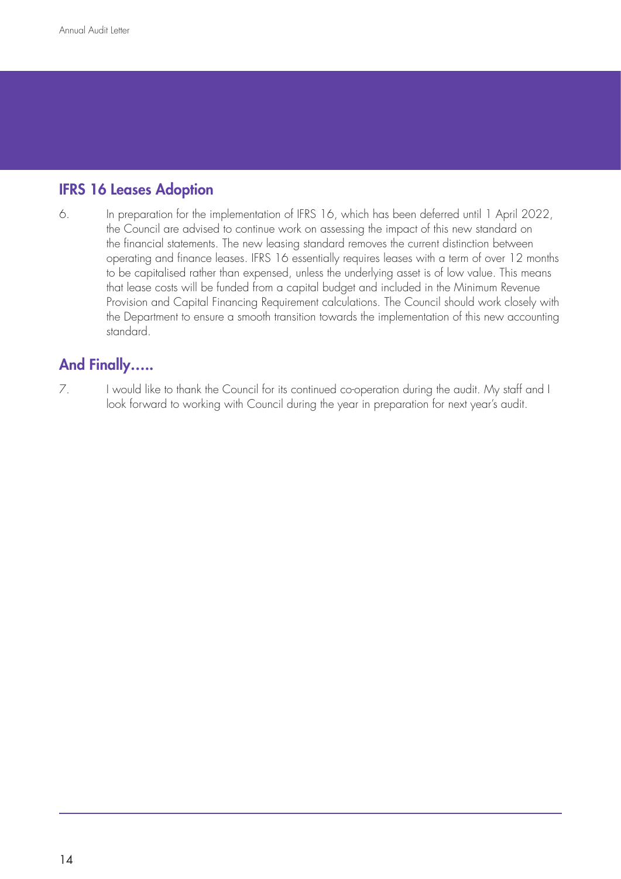## IFRS 16 Leases Adoption

6. In preparation for the implementation of IFRS 16, which has been deferred until 1 April 2022, the Council are advised to continue work on assessing the impact of this new standard on the financial statements. The new leasing standard removes the current distinction between operating and finance leases. IFRS 16 essentially requires leases with a term of over 12 months to be capitalised rather than expensed, unless the underlying asset is of low value. This means that lease costs will be funded from a capital budget and included in the Minimum Revenue Provision and Capital Financing Requirement calculations. The Council should work closely with the Department to ensure a smooth transition towards the implementation of this new accounting standard.

## And Finally.....

7. I would like to thank the Council for its continued co-operation during the audit. My staff and I look forward to working with Council during the year in preparation for next year's audit.